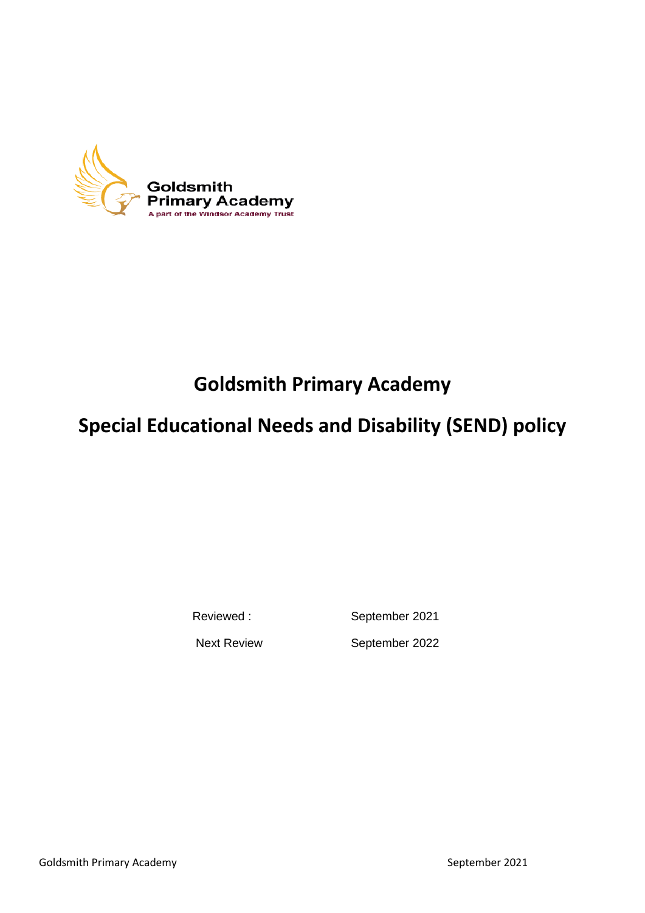# Goldsmith Primary Academy

## Special Educational Needs and Disability (SEND) policy

| | |
|---|---|
| Reviewed : | September 2021 |
| Next Review | September 2022 |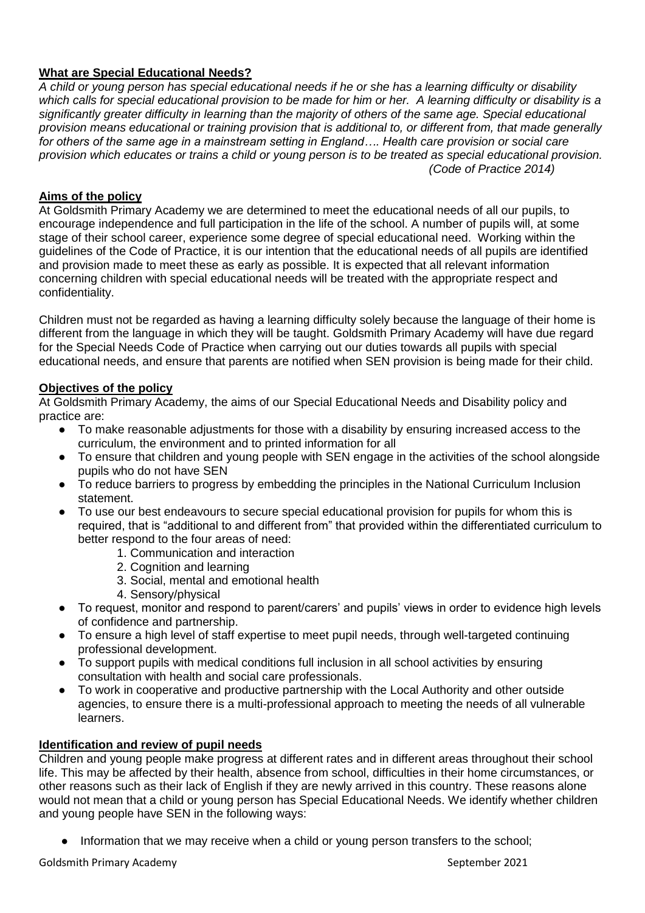## What are Special Educational Needs?

*A child or young person has special educational needs if he or she has a learning difficulty or disability which calls for special educational provision to be made for him or her. A learning difficulty or disability is a significantly greater difficulty in learning than the majority of others of the same age. Special educational provision means educational or training provision that is additional to, or different from, that made generally for others of the same age in a mainstream setting in England…. Health care provision or social care provision which educates or trains a child or young person is to be treated as special educational provision. (Code of Practice 2014)*

## Aims of the policy

At Goldsmith Primary Academy we are determined to meet the educational needs of all our pupils, to encourage independence and full participation in the life of the school. A number of pupils will, at some stage of their school career, experience some degree of special educational need. Working within the guidelines of the Code of Practice, it is our intention that the educational needs of all pupils are identified and provision made to meet these as early as possible. It is expected that all relevant information concerning children with special educational needs will be treated with the appropriate respect and confidentiality.

Children must not be regarded as having a learning difficulty solely because the language of their home is different from the language in which they will be taught. Goldsmith Primary Academy will have due regard for the Special Needs Code of Practice when carrying out our duties towards all pupils with special educational needs, and ensure that parents are notified when SEN provision is being made for their child.

## Objectives of the policy

At Goldsmith Primary Academy, the aims of our Special Educational Needs and Disability policy and practice are:

- To make reasonable adjustments for those with a disability by ensuring increased access to the curriculum, the environment and to printed information for all
- To ensure that children and young people with SEN engage in the activities of the school alongside pupils who do not have SEN
- To reduce barriers to progress by embedding the principles in the National Curriculum Inclusion statement.
- To use our best endeavours to secure special educational provision for pupils for whom this is required, that is "additional to and different from" that provided within the differentiated curriculum to better respond to the four areas of need:
    1. Communication and interaction
    2. Cognition and learning
    3. Social, mental and emotional health
    4. Sensory/physical
- To request, monitor and respond to parent/carers' and pupils' views in order to evidence high levels of confidence and partnership.
- To ensure a high level of staff expertise to meet pupil needs, through well-targeted continuing professional development.
- To support pupils with medical conditions full inclusion in all school activities by ensuring consultation with health and social care professionals.
- To work in cooperative and productive partnership with the Local Authority and other outside agencies, to ensure there is a multi-professional approach to meeting the needs of all vulnerable learners.

## Identification and review of pupil needs

Children and young people make progress at different rates and in different areas throughout their school life. This may be affected by their health, absence from school, difficulties in their home circumstances, or other reasons such as their lack of English if they are newly arrived in this country. These reasons alone would not mean that a child or young person has Special Educational Needs. We identify whether children and young people have SEN in the following ways:

- Information that we may receive when a child or young person transfers to the school;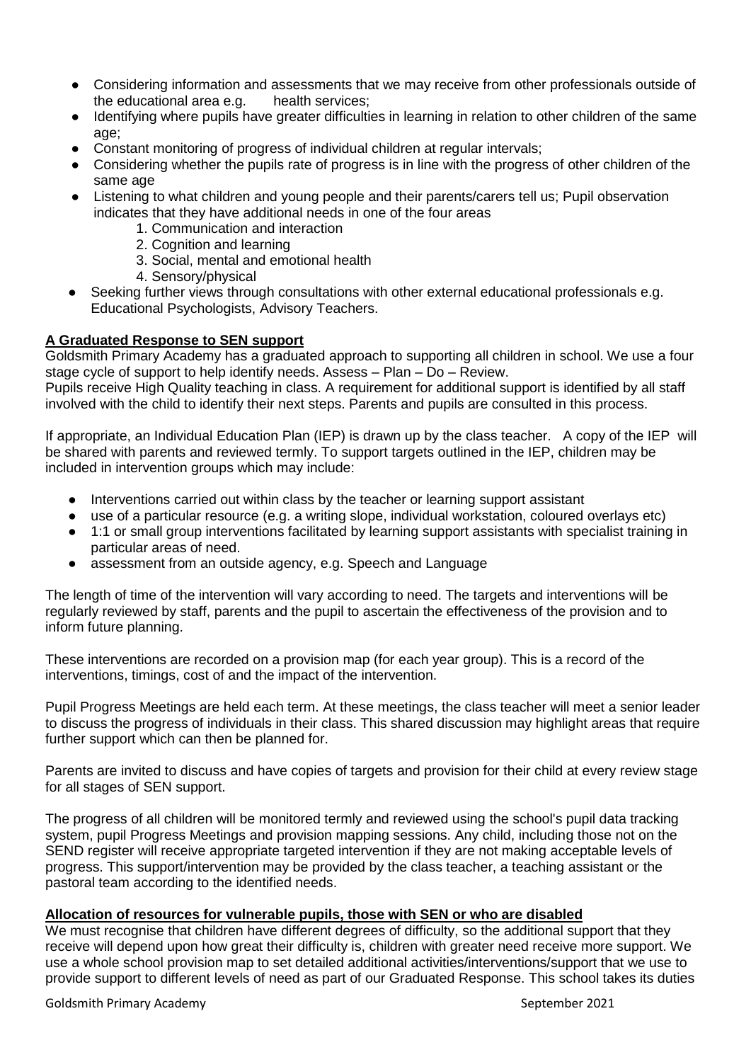- Considering information and assessments that we may receive from other professionals outside of the educational area e.g. health services;
- Identifying where pupils have greater difficulties in learning in relation to other children of the same age;
- Constant monitoring of progress of individual children at regular intervals;
- Considering whether the pupils rate of progress is in line with the progress of other children of the same age
- Listening to what children and young people and their parents/carers tell us; Pupil observation indicates that they have additional needs in one of the four areas
    1. Communication and interaction
    2. Cognition and learning
    3. Social, mental and emotional health
    4. Sensory/physical
- Seeking further views through consultations with other external educational professionals e.g. Educational Psychologists, Advisory Teachers.

**A Graduated Response to SEN support**

Goldsmith Primary Academy has a graduated approach to supporting all children in school. We use a four stage cycle of support to help identify needs. Assess – Plan – Do – Review.
Pupils receive High Quality teaching in class. A requirement for additional support is identified by all staff involved with the child to identify their next steps. Parents and pupils are consulted in this process.

If appropriate, an Individual Education Plan (IEP) is drawn up by the class teacher. A copy of the IEP will be shared with parents and reviewed termly. To support targets outlined in the IEP, children may be included in intervention groups which may include:

- Interventions carried out within class by the teacher or learning support assistant
- use of a particular resource (e.g. a writing slope, individual workstation, coloured overlays etc)
- 1:1 or small group interventions facilitated by learning support assistants with specialist training in particular areas of need.
- assessment from an outside agency, e.g. Speech and Language

The length of time of the intervention will vary according to need. The targets and interventions will be regularly reviewed by staff, parents and the pupil to ascertain the effectiveness of the provision and to inform future planning.

These interventions are recorded on a provision map (for each year group). This is a record of the interventions, timings, cost of and the impact of the intervention.

Pupil Progress Meetings are held each term. At these meetings, the class teacher will meet a senior leader to discuss the progress of individuals in their class. This shared discussion may highlight areas that require further support which can then be planned for.

Parents are invited to discuss and have copies of targets and provision for their child at every review stage for all stages of SEN support.

The progress of all children will be monitored termly and reviewed using the school's pupil data tracking system, pupil Progress Meetings and provision mapping sessions. Any child, including those not on the SEND register will receive appropriate targeted intervention if they are not making acceptable levels of progress. This support/intervention may be provided by the class teacher, a teaching assistant or the pastoral team according to the identified needs.

**Allocation of resources for vulnerable pupils, those with SEN or who are disabled**

We must recognise that children have different degrees of difficulty, so the additional support that they receive will depend upon how great their difficulty is, children with greater need receive more support. We use a whole school provision map to set detailed additional activities/interventions/support that we use to provide support to different levels of need as part of our Graduated Response. This school takes its duties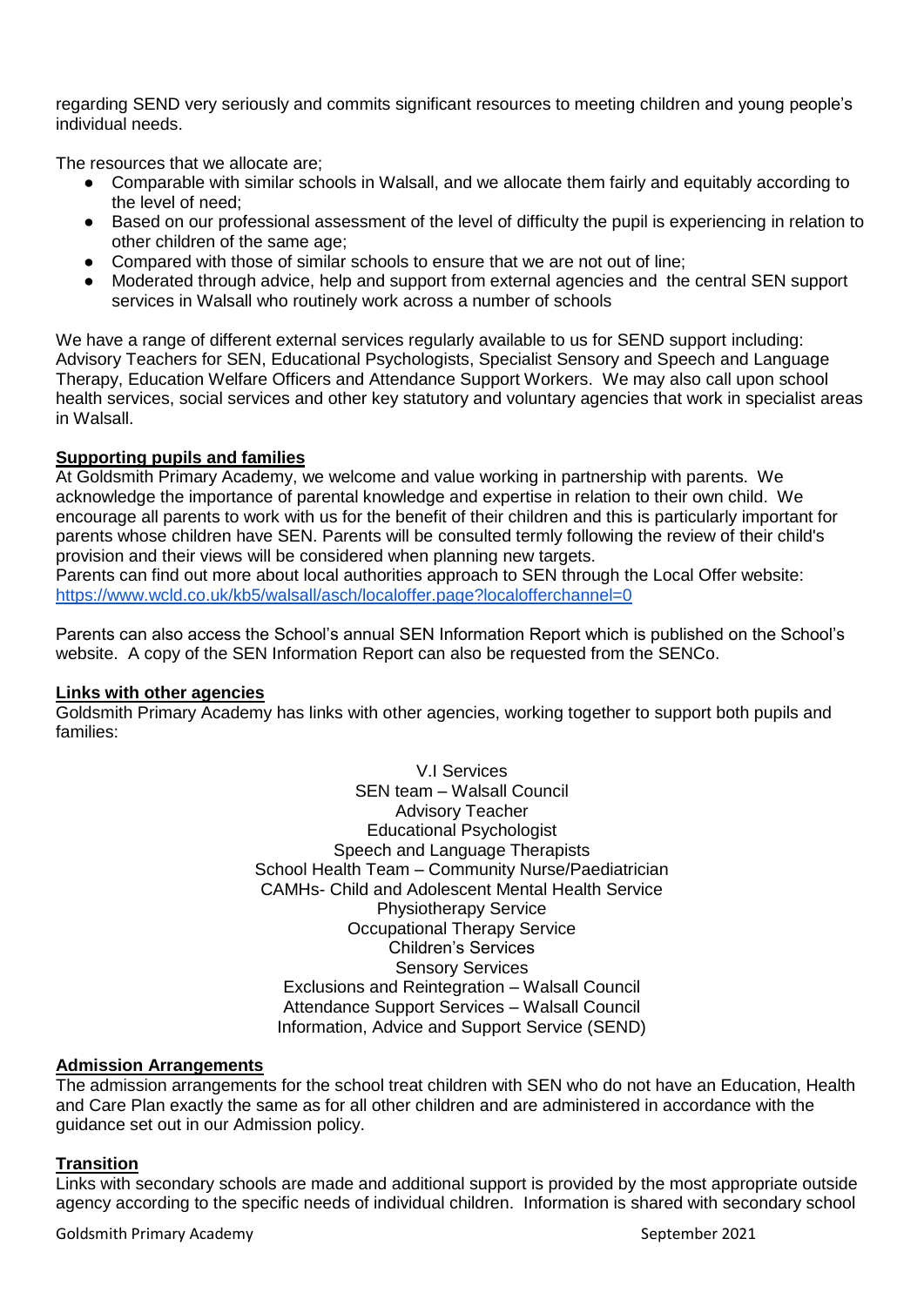regarding SEND very seriously and commits significant resources to meeting children and young people's individual needs.

The resources that we allocate are;

- Comparable with similar schools in Walsall, and we allocate them fairly and equitably according to the level of need;
- Based on our professional assessment of the level of difficulty the pupil is experiencing in relation to other children of the same age;
- Compared with those of similar schools to ensure that we are not out of line;
- Moderated through advice, help and support from external agencies and the central SEN support services in Walsall who routinely work across a number of schools

We have a range of different external services regularly available to us for SEND support including: Advisory Teachers for SEN, Educational Psychologists, Specialist Sensory and Speech and Language Therapy, Education Welfare Officers and Attendance Support Workers. We may also call upon school health services, social services and other key statutory and voluntary agencies that work in specialist areas in Walsall.

**Supporting pupils and families**

At Goldsmith Primary Academy, we welcome and value working in partnership with parents. We acknowledge the importance of parental knowledge and expertise in relation to their own child. We encourage all parents to work with us for the benefit of their children and this is particularly important for parents whose children have SEN. Parents will be consulted termly following the review of their child's provision and their views will be considered when planning new targets.

Parents can find out more about local authorities approach to SEN through the Local Offer website: https://www.wcld.co.uk/kb5/walsall/asch/localoffer.page?localofferchannel=0

Parents can also access the School's annual SEN Information Report which is published on the School's website. A copy of the SEN Information Report can also be requested from the SENCo.

**Links with other agencies**

Goldsmith Primary Academy has links with other agencies, working together to support both pupils and families:

V.I Services
SEN team – Walsall Council
Advisory Teacher
Educational Psychologist
Speech and Language Therapists
School Health Team – Community Nurse/Paediatrician
CAMHs- Child and Adolescent Mental Health Service
Physiotherapy Service
Occupational Therapy Service
Children's Services
Sensory Services
Exclusions and Reintegration – Walsall Council
Attendance Support Services – Walsall Council
Information, Advice and Support Service (SEND)

**Admission Arrangements**

The admission arrangements for the school treat children with SEN who do not have an Education, Health and Care Plan exactly the same as for all other children and are administered in accordance with the guidance set out in our Admission policy.

**Transition**

Links with secondary schools are made and additional support is provided by the most appropriate outside agency according to the specific needs of individual children. Information is shared with secondary school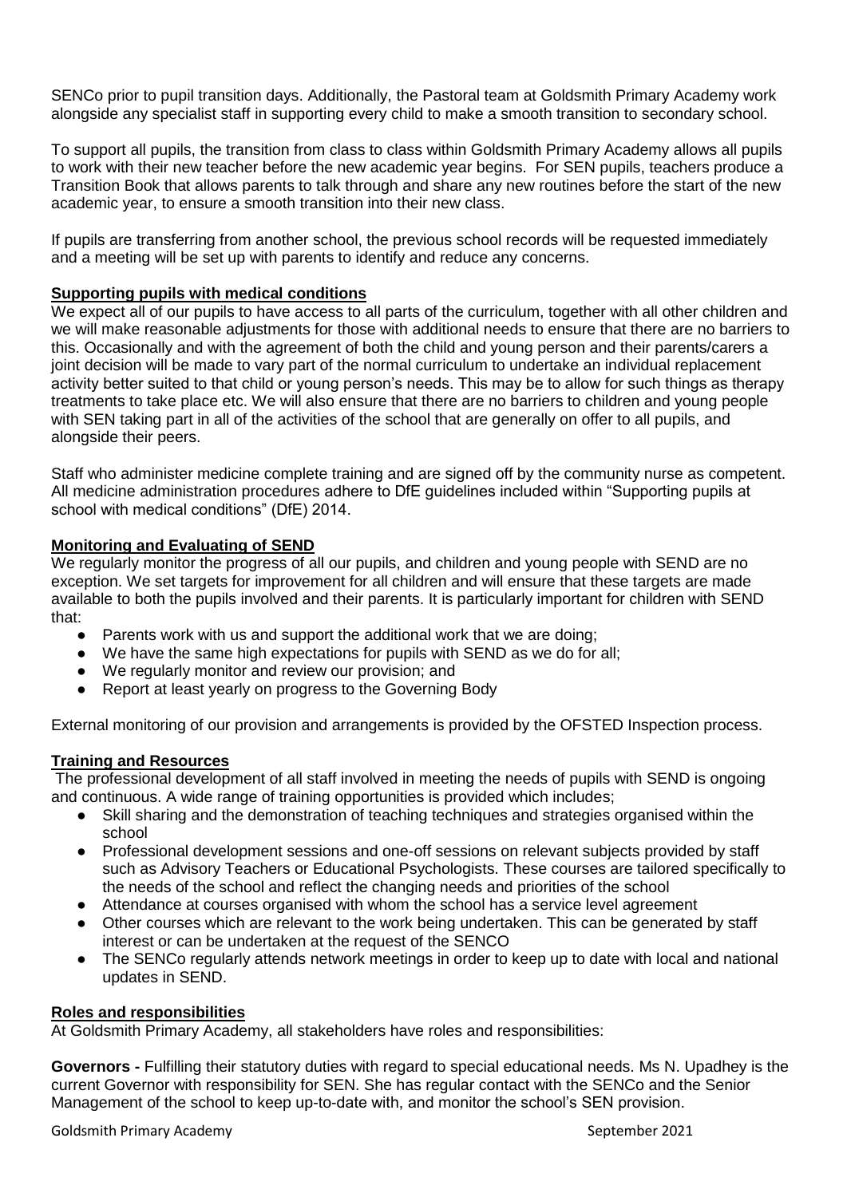SENCo prior to pupil transition days. Additionally, the Pastoral team at Goldsmith Primary Academy work alongside any specialist staff in supporting every child to make a smooth transition to secondary school.

To support all pupils, the transition from class to class within Goldsmith Primary Academy allows all pupils to work with their new teacher before the new academic year begins. For SEN pupils, teachers produce a Transition Book that allows parents to talk through and share any new routines before the start of the new academic year, to ensure a smooth transition into their new class.

If pupils are transferring from another school, the previous school records will be requested immediately and a meeting will be set up with parents to identify and reduce any concerns.

**Supporting pupils with medical conditions**

We expect all of our pupils to have access to all parts of the curriculum, together with all other children and we will make reasonable adjustments for those with additional needs to ensure that there are no barriers to this. Occasionally and with the agreement of both the child and young person and their parents/carers a joint decision will be made to vary part of the normal curriculum to undertake an individual replacement activity better suited to that child or young person's needs. This may be to allow for such things as therapy treatments to take place etc. We will also ensure that there are no barriers to children and young people with SEN taking part in all of the activities of the school that are generally on offer to all pupils, and alongside their peers.

Staff who administer medicine complete training and are signed off by the community nurse as competent. All medicine administration procedures adhere to DfE guidelines included within "Supporting pupils at school with medical conditions" (DfE) 2014.

**Monitoring and Evaluating of SEND**

We regularly monitor the progress of all our pupils, and children and young people with SEND are no exception. We set targets for improvement for all children and will ensure that these targets are made available to both the pupils involved and their parents. It is particularly important for children with SEND that:

- Parents work with us and support the additional work that we are doing;
- We have the same high expectations for pupils with SEND as we do for all;
- We regularly monitor and review our provision; and
- Report at least yearly on progress to the Governing Body

External monitoring of our provision and arrangements is provided by the OFSTED Inspection process.

**Training and Resources**

The professional development of all staff involved in meeting the needs of pupils with SEND is ongoing and continuous. A wide range of training opportunities is provided which includes;

- Skill sharing and the demonstration of teaching techniques and strategies organised within the school
- Professional development sessions and one-off sessions on relevant subjects provided by staff such as Advisory Teachers or Educational Psychologists. These courses are tailored specifically to the needs of the school and reflect the changing needs and priorities of the school
- Attendance at courses organised with whom the school has a service level agreement
- Other courses which are relevant to the work being undertaken. This can be generated by staff interest or can be undertaken at the request of the SENCO
- The SENCo regularly attends network meetings in order to keep up to date with local and national updates in SEND.

**Roles and responsibilities**

At Goldsmith Primary Academy, all stakeholders have roles and responsibilities:

**Governors -** Fulfilling their statutory duties with regard to special educational needs. Ms N. Upadhey is the current Governor with responsibility for SEN. She has regular contact with the SENCo and the Senior Management of the school to keep up-to-date with, and monitor the school's SEN provision.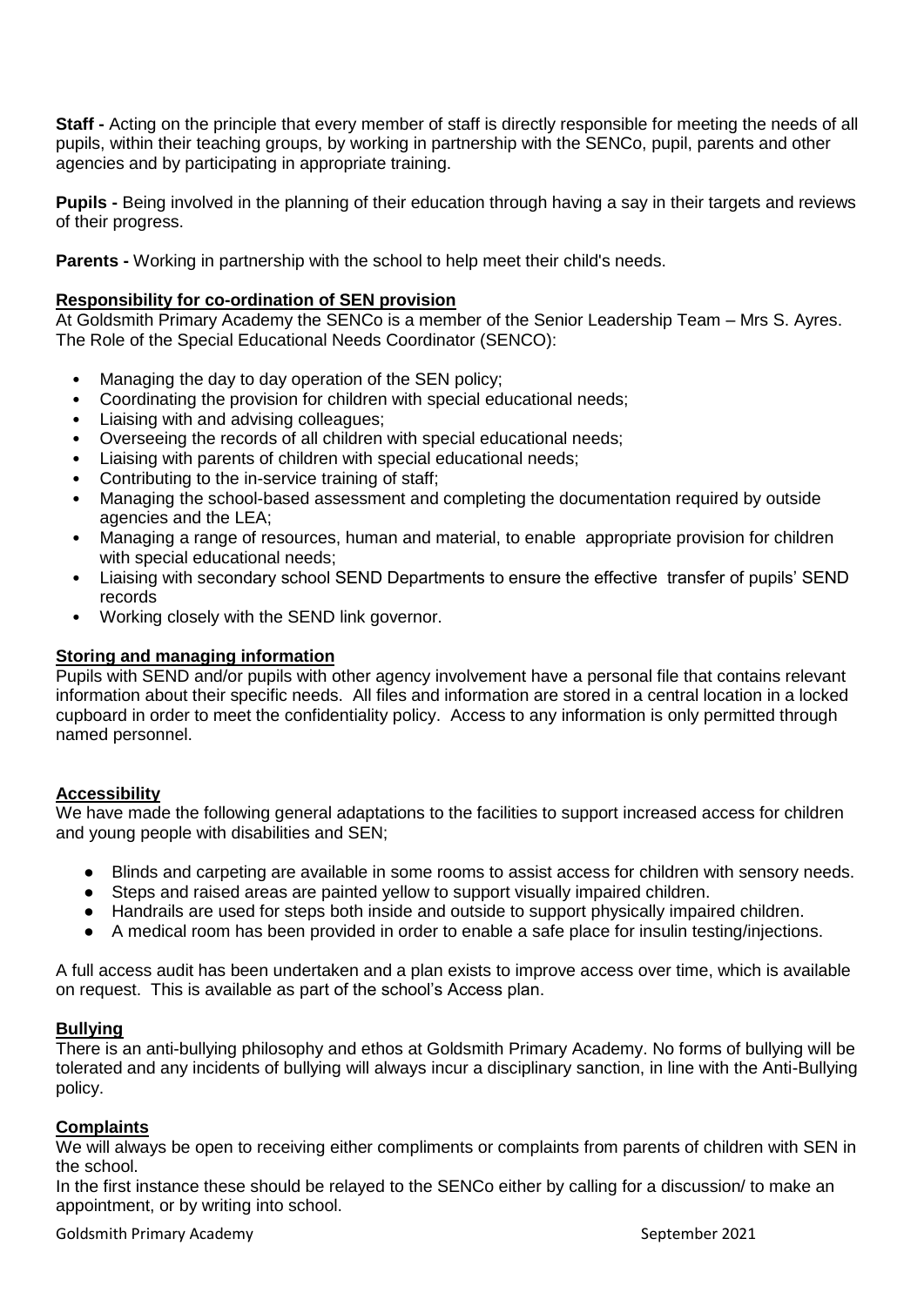**Staff -** Acting on the principle that every member of staff is directly responsible for meeting the needs of all pupils, within their teaching groups, by working in partnership with the SENCo, pupil, parents and other agencies and by participating in appropriate training.

**Pupils -** Being involved in the planning of their education through having a say in their targets and reviews of their progress.

**Parents -** Working in partnership with the school to help meet their child's needs.

**Responsibility for co-ordination of SEN provision**

At Goldsmith Primary Academy the SENCo is a member of the Senior Leadership Team – Mrs S. Ayres. The Role of the Special Educational Needs Coordinator (SENCO):

- Managing the day to day operation of the SEN policy;
- Coordinating the provision for children with special educational needs;
- Liaising with and advising colleagues;
- Overseeing the records of all children with special educational needs;
- Liaising with parents of children with special educational needs;
- Contributing to the in-service training of staff;
- Managing the school-based assessment and completing the documentation required by outside agencies and the LEA;
- Managing a range of resources, human and material, to enable appropriate provision for children with special educational needs;
- Liaising with secondary school SEND Departments to ensure the effective transfer of pupils' SEND records
- Working closely with the SEND link governor.

**Storing and managing information**

Pupils with SEND and/or pupils with other agency involvement have a personal file that contains relevant information about their specific needs. All files and information are stored in a central location in a locked cupboard in order to meet the confidentiality policy. Access to any information is only permitted through named personnel.

**Accessibility**

We have made the following general adaptations to the facilities to support increased access for children and young people with disabilities and SEN;

- Blinds and carpeting are available in some rooms to assist access for children with sensory needs.
- Steps and raised areas are painted yellow to support visually impaired children.
- Handrails are used for steps both inside and outside to support physically impaired children.
- A medical room has been provided in order to enable a safe place for insulin testing/injections.

A full access audit has been undertaken and a plan exists to improve access over time, which is available on request. This is available as part of the school's Access plan.

**Bullying**

There is an anti-bullying philosophy and ethos at Goldsmith Primary Academy. No forms of bullying will be tolerated and any incidents of bullying will always incur a disciplinary sanction, in line with the Anti-Bullying policy.

**Complaints**

We will always be open to receiving either compliments or complaints from parents of children with SEN in the school.

In the first instance these should be relayed to the SENCo either by calling for a discussion/ to make an appointment, or by writing into school.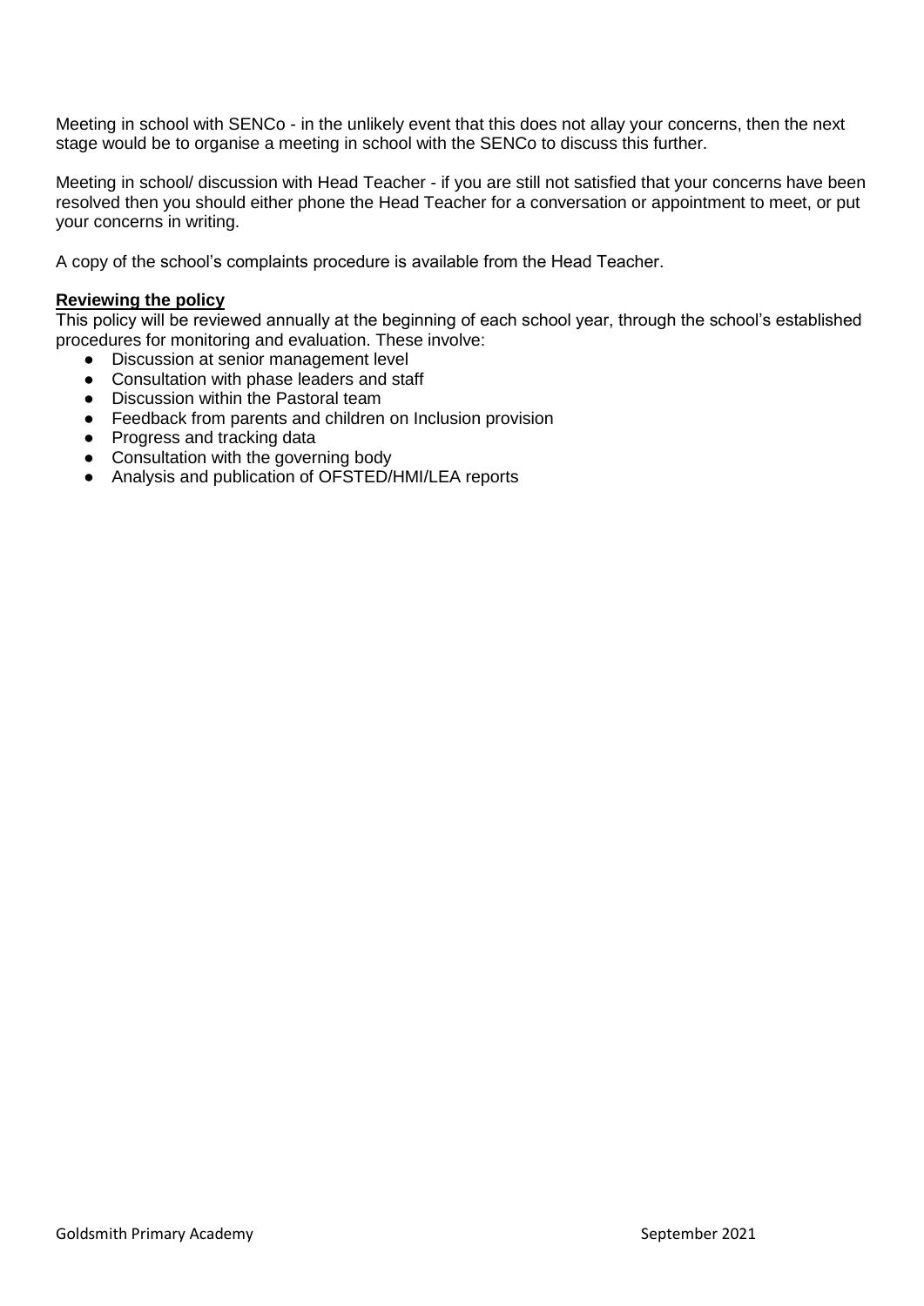Meeting in school with SENCo - in the unlikely event that this does not allay your concerns, then the next stage would be to organise a meeting in school with the SENCo to discuss this further.

Meeting in school/ discussion with Head Teacher - if you are still not satisfied that your concerns have been resolved then you should either phone the Head Teacher for a conversation or appointment to meet, or put your concerns in writing.

A copy of the school's complaints procedure is available from the Head Teacher.

**Reviewing the policy**

This policy will be reviewed annually at the beginning of each school year, through the school's established procedures for monitoring and evaluation. These involve:

- Discussion at senior management level
- Consultation with phase leaders and staff
- Discussion within the Pastoral team
- Feedback from parents and children on Inclusion provision
- Progress and tracking data
- Consultation with the governing body
- Analysis and publication of OFSTED/HMI/LEA reports